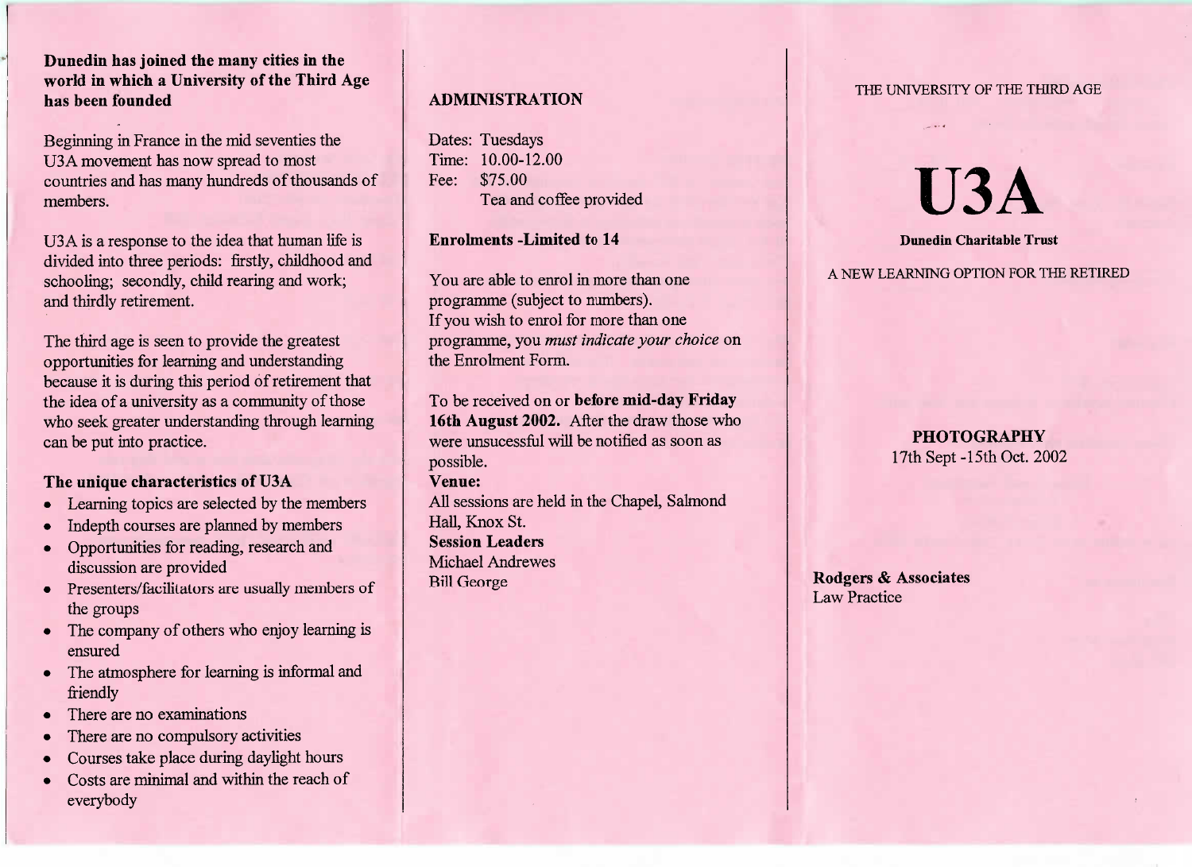## Dunedin has joined the many cities in the world in which a University of the Third Age has been founded

Beginning in France in the mid seventies the U3A movement has now spread to most countries and has many hundreds of thousands of members.

U3A is a response to the idea that human life is divided into three periods: firstly, childhood and schooling; secondly, child rearing and work; and thirdly retirement.

The third age is seen to provide the greatest opportunities for learning and understanding because it is during this period of retirement that the idea of a university as a community of those who seek greater understanding through learning can be put into practice.

### The unique characteristics of U3A

- Learning topics are selected by the members
- Indepth courses are planned by members
- Opportunities for reading, research and discussion are provided
- Presenters/facilitators are usually members of the groups
- The company of others who enjoy learning is ensured
- The atmosphere for learning is informal and friendly
- There are no examinations
- There are no compulsory activities
- Courses take place during daylight hours
- Costs are minimal and within the reach of everybody

## ADMINISTRATION

Dates: Tuesdays
Time: 10.00-12.00
Fee: $75.00
Tea and coffee provided

**Enrolments -Limited to 14**

You are able to enrol in more than one programme (subject to numbers).
If you wish to enrol for more than one programme, you *must indicate your choice* on the Enrolment Form.

To be received on or **before mid-day Friday 16th August 2002.** After the draw those who were unsucessful will be notified as soon as possible.

**Venue:**
All sessions are held in the Chapel, Salmond Hall, Knox St.

**Session Leaders**
Michael Andrewes
Bill George

THE UNIVERSITY OF THE THIRD AGE

# U3A

**Dunedin Charitable Trust**

A NEW LEARNING OPTION FOR THE RETIRED

**PHOTOGRAPHY**
17th Sept -15th Oct. 2002

**Rodgers & Associates**
Law Practice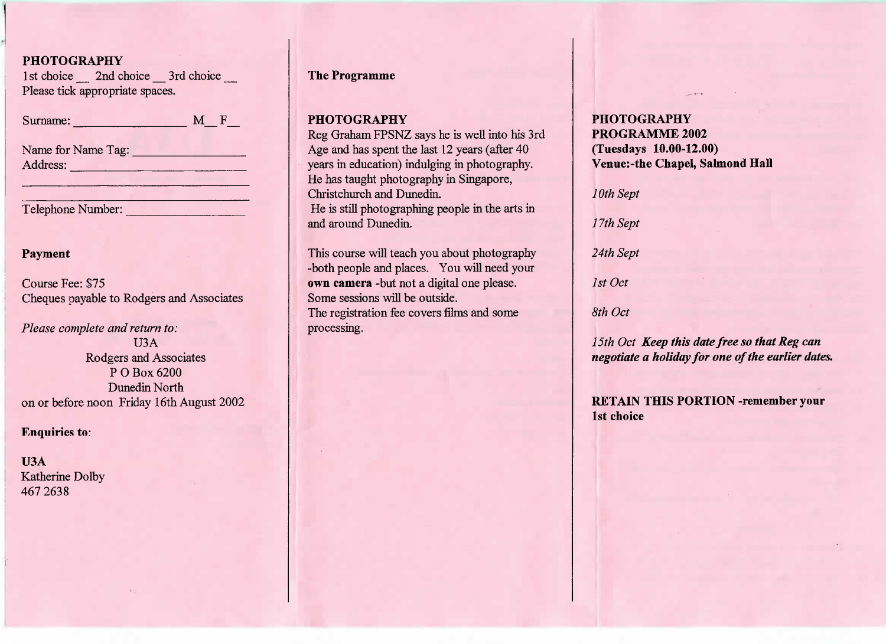**PHOTOGRAPHY**

1st choice \_\_ 2nd choice \_\_ 3rd choice \_\_
Please tick appropriate spaces.

Surname: \_\_\_\_\_\_\_\_\_\_\_\_\_\_\_\_ M\_\_ F\_\_

Name for Name Tag: \_\_\_\_\_\_\_\_\_\_\_\_\_\_\_\_
Address: \_\_\_\_\_\_\_\_\_\_\_\_\_\_\_\_\_\_\_\_\_\_\_\_

\_\_\_\_\_\_\_\_\_\_\_\_\_\_\_\_\_\_\_\_\_\_\_\_\_\_\_\_\_\_\_\_

Telephone Number: \_\_\_\_\_\_\_\_\_\_\_\_\_\_\_\_

**Payment**

Course Fee: $75
Cheques payable to Rodgers and Associates

*Please complete and return to:*
U3A
Rodgers and Associates
P O Box 6200
Dunedin North
on or before noon Friday 16th August 2002

**Enquiries to:**

**U3A**
Katherine Dolby
467 2638

**The Programme**

**PHOTOGRAPHY**

Reg Graham FPSNZ says he is well into his 3rd Age and has spent the last 12 years (after 40 years in education) indulging in photography. He has taught photography in Singapore, Christchurch and Dunedin.
He is still photographing people in the arts in and around Dunedin.

This course will teach you about photography -both people and places. You will need your **own camera** -but not a digital one please. Some sessions will be outside.
The registration fee covers films and some processing.

**PHOTOGRAPHY**
**PROGRAMME 2002**
**(Tuesdays 10.00-12.00)**
**Venue:-the Chapel, Salmond Hall**

*10th Sept*

*17th Sept*

*24th Sept*

*1st Oct*

*8th Oct*

*15th Oct* ***Keep this date free so that Reg can negotiate a holiday for one of the earlier dates.***

**RETAIN THIS PORTION -remember your 1st choice**